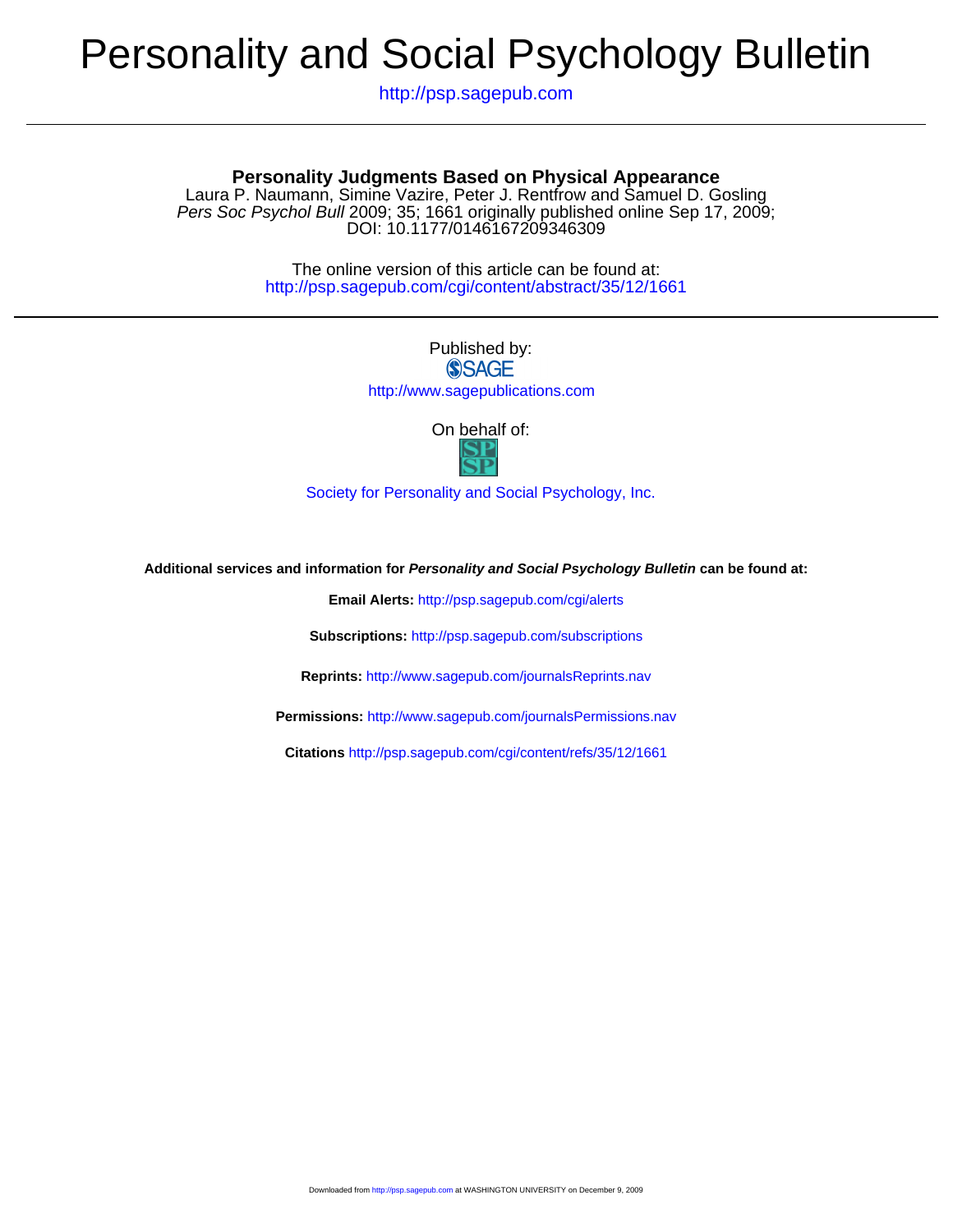# Personality and Social Psychology Bulletin

http://psp.sagepub.com

---

## Personality Judgments Based on Physical Appearance

Laura P. Naumann, Simine Vazire, Peter J. Rentfrow and Samuel D. Gosling
*Pers Soc Psychol Bull* 2009; 35; 1661 originally published online Sep 17, 2009;
DOI: 10.1177/0146167209346309

The online version of this article can be found at:
http://psp.sagepub.com/cgi/content/abstract/35/12/1661

---

Published by:
SAGE
http://www.sagepublications.com

On behalf of:

Society for Personality and Social Psychology, Inc.

**Additional services and information for *Personality and Social Psychology Bulletin* can be found at:**

**Email Alerts:** http://psp.sagepub.com/cgi/alerts

**Subscriptions:** http://psp.sagepub.com/subscriptions

**Reprints:** http://www.sagepub.com/journalsReprints.nav

**Permissions:** http://www.sagepub.com/journalsPermissions.nav

**Citations** http://psp.sagepub.com/cgi/content/refs/35/12/1661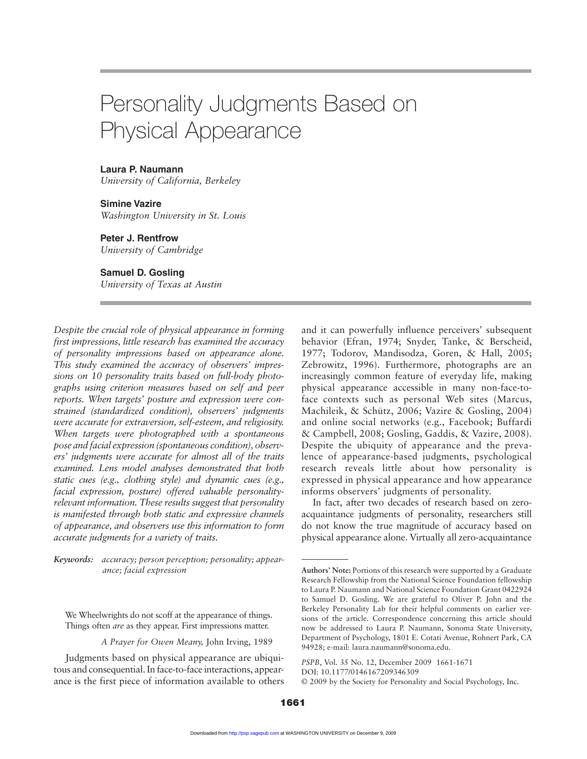# Personality Judgments Based on Physical Appearance

**Laura P. Naumann**
*University of California, Berkeley*

**Simine Vazire**
*Washington University in St. Louis*

**Peter J. Rentfrow**
*University of Cambridge*

**Samuel D. Gosling**
*University of Texas at Austin*

*Despite the crucial role of physical appearance in forming first impressions, little research has examined the accuracy of personality impressions based on appearance alone. This study examined the accuracy of observers' impressions on 10 personality traits based on full-body photographs using criterion measures based on self and peer reports. When targets' posture and expression were constrained (standardized condition), observers' judgments were accurate for extraversion, self-esteem, and religiosity. When targets were photographed with a spontaneous pose and facial expression (spontaneous condition), observers' judgments were accurate for almost all of the traits examined. Lens model analyses demonstrated that both static cues (e.g., clothing style) and dynamic cues (e.g., facial expression, posture) offered valuable personality-relevant information. These results suggest that personality is manifested through both static and expressive channels of appearance, and observers use this information to form accurate judgments for a variety of traits.*

*Keywords:* *accuracy; person perception; personality; appearance; facial expression*

We Wheelwrights do not scoff at the appearance of things. Things often *are* as they appear. First impressions matter.

*A Prayer for Owen Meany,* John Irving, 1989

Judgments based on physical appearance are ubiquitous and consequential. In face-to-face interactions, appearance is the first piece of information available to others and it can powerfully influence perceivers' subsequent behavior (Efran, 1974; Snyder, Tanke, & Berscheid, 1977; Todorov, Mandisodza, Goren, & Hall, 2005; Zebrowitz, 1996). Furthermore, photographs are an increasingly common feature of everyday life, making physical appearance accessible in many non-face-to-face contexts such as personal Web sites (Marcus, Machileik, & Schütz, 2006; Vazire & Gosling, 2004) and online social networks (e.g., Facebook; Buffardi & Campbell, 2008; Gosling, Gaddis, & Vazire, 2008). Despite the ubiquity of appearance and the prevalence of appearance-based judgments, psychological research reveals little about how personality is expressed in physical appearance and how appearance informs observers' judgments of personality.

In fact, after two decades of research based on zero-acquaintance judgments of personality, researchers still do not know the true magnitude of accuracy based on physical appearance alone. Virtually all zero-acquaintance

**Authors' Note:** Portions of this research were supported by a Graduate Research Fellowship from the National Science Foundation fellowship to Laura P. Naumann and National Science Foundation Grant 0422924 to Samuel D. Gosling. We are grateful to Oliver P. John and the Berkeley Personality Lab for their helpful comments on earlier versions of the article. Correspondence concerning this article should now be addressed to Laura P. Naumann, Sonoma State University, Department of Psychology, 1801 E. Cotati Avenue, Rohnert Park, CA 94928; e-mail: laura.naumann@sonoma.edu.

*PSPB*, Vol. 35 No. 12, December 2009 1661-1671
DOI: 10.1177/0146167209346309
© 2009 by the Society for Personality and Social Psychology, Inc.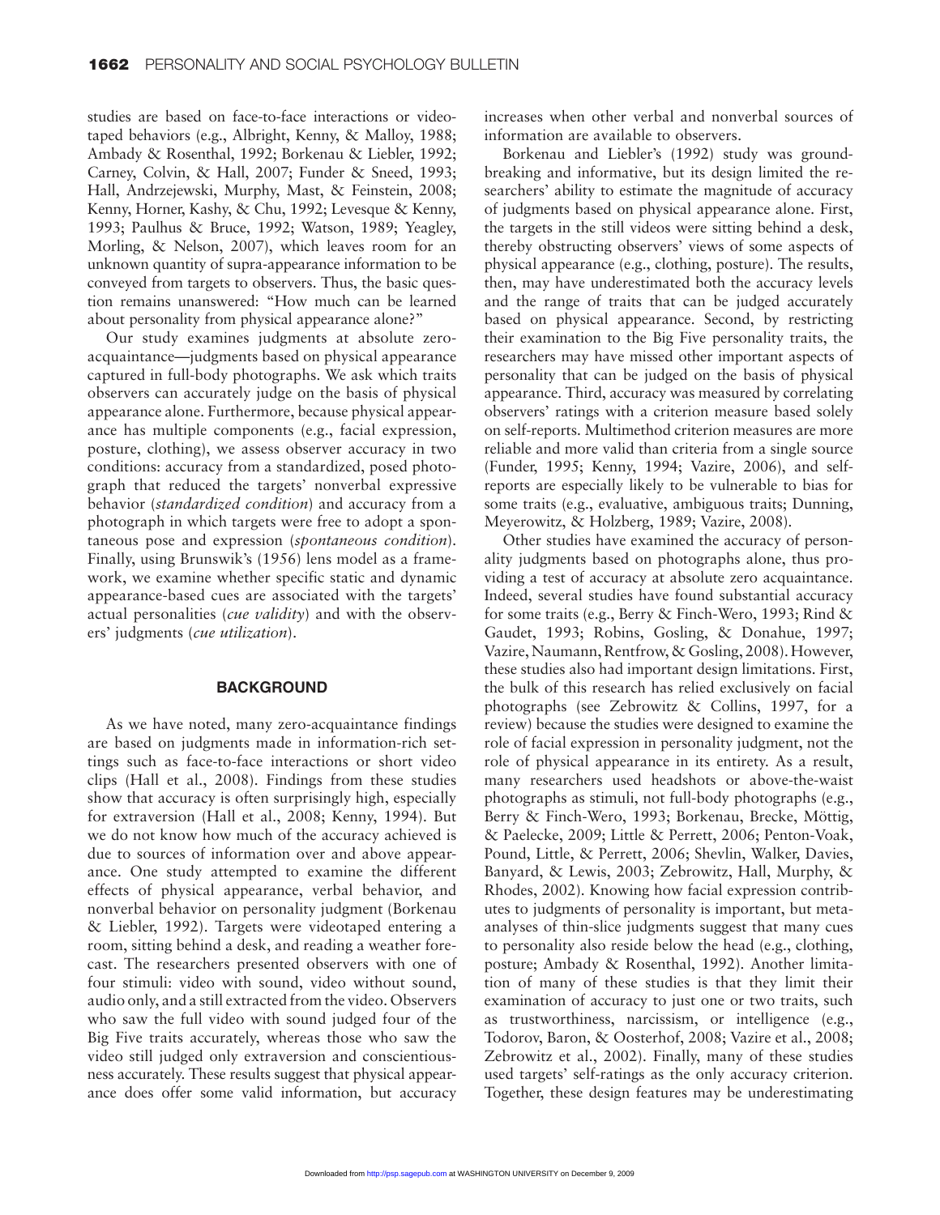studies are based on face-to-face interactions or videotaped behaviors (e.g., Albright, Kenny, & Malloy, 1988; Ambady & Rosenthal, 1992; Borkenau & Liebler, 1992; Carney, Colvin, & Hall, 2007; Funder & Sneed, 1993; Hall, Andrzejewski, Murphy, Mast, & Feinstein, 2008; Kenny, Horner, Kashy, & Chu, 1992; Levesque & Kenny, 1993; Paulhus & Bruce, 1992; Watson, 1989; Yeagley, Morling, & Nelson, 2007), which leaves room for an unknown quantity of supra-appearance information to be conveyed from targets to observers. Thus, the basic question remains unanswered: "How much can be learned about personality from physical appearance alone?"

Our study examines judgments at absolute zero-acquaintance—judgments based on physical appearance captured in full-body photographs. We ask which traits observers can accurately judge on the basis of physical appearance alone. Furthermore, because physical appearance has multiple components (e.g., facial expression, posture, clothing), we assess observer accuracy in two conditions: accuracy from a standardized, posed photograph that reduced the targets' nonverbal expressive behavior (*standardized condition*) and accuracy from a photograph in which targets were free to adopt a spontaneous pose and expression (*spontaneous condition*). Finally, using Brunswik's (1956) lens model as a framework, we examine whether specific static and dynamic appearance-based cues are associated with the targets' actual personalities (*cue validity*) and with the observers' judgments (*cue utilization*).

## BACKGROUND

As we have noted, many zero-acquaintance findings are based on judgments made in information-rich settings such as face-to-face interactions or short video clips (Hall et al., 2008). Findings from these studies show that accuracy is often surprisingly high, especially for extraversion (Hall et al., 2008; Kenny, 1994). But we do not know how much of the accuracy achieved is due to sources of information over and above appearance. One study attempted to examine the different effects of physical appearance, verbal behavior, and nonverbal behavior on personality judgment (Borkenau & Liebler, 1992). Targets were videotaped entering a room, sitting behind a desk, and reading a weather forecast. The researchers presented observers with one of four stimuli: video with sound, video without sound, audio only, and a still extracted from the video. Observers who saw the full video with sound judged four of the Big Five traits accurately, whereas those who saw the video still judged only extraversion and conscientiousness accurately. These results suggest that physical appearance does offer some valid information, but accuracy increases when other verbal and nonverbal sources of information are available to observers.

Borkenau and Liebler's (1992) study was groundbreaking and informative, but its design limited the researchers' ability to estimate the magnitude of accuracy of judgments based on physical appearance alone. First, the targets in the still videos were sitting behind a desk, thereby obstructing observers' views of some aspects of physical appearance (e.g., clothing, posture). The results, then, may have underestimated both the accuracy levels and the range of traits that can be judged accurately based on physical appearance. Second, by restricting their examination to the Big Five personality traits, the researchers may have missed other important aspects of personality that can be judged on the basis of physical appearance. Third, accuracy was measured by correlating observers' ratings with a criterion measure based solely on self-reports. Multimethod criterion measures are more reliable and more valid than criteria from a single source (Funder, 1995; Kenny, 1994; Vazire, 2006), and self-reports are especially likely to be vulnerable to bias for some traits (e.g., evaluative, ambiguous traits; Dunning, Meyerowitz, & Holzberg, 1989; Vazire, 2008).

Other studies have examined the accuracy of personality judgments based on photographs alone, thus providing a test of accuracy at absolute zero acquaintance. Indeed, several studies have found substantial accuracy for some traits (e.g., Berry & Finch-Wero, 1993; Rind & Gaudet, 1993; Robins, Gosling, & Donahue, 1997; Vazire, Naumann, Rentfrow, & Gosling, 2008). However, these studies also had important design limitations. First, the bulk of this research has relied exclusively on facial photographs (see Zebrowitz & Collins, 1997, for a review) because the studies were designed to examine the role of facial expression in personality judgment, not the role of physical appearance in its entirety. As a result, many researchers used headshots or above-the-waist photographs as stimuli, not full-body photographs (e.g., Berry & Finch-Wero, 1993; Borkenau, Brecke, Möttig, & Paelecke, 2009; Little & Perrett, 2006; Penton-Voak, Pound, Little, & Perrett, 2006; Shevlin, Walker, Davies, Banyard, & Lewis, 2003; Zebrowitz, Hall, Murphy, & Rhodes, 2002). Knowing how facial expression contributes to judgments of personality is important, but meta-analyses of thin-slice judgments suggest that many cues to personality also reside below the head (e.g., clothing, posture; Ambady & Rosenthal, 1992). Another limitation of many of these studies is that they limit their examination of accuracy to just one or two traits, such as trustworthiness, narcissism, or intelligence (e.g., Todorov, Baron, & Oosterhof, 2008; Vazire et al., 2008; Zebrowitz et al., 2002). Finally, many of these studies used targets' self-ratings as the only accuracy criterion. Together, these design features may be underestimating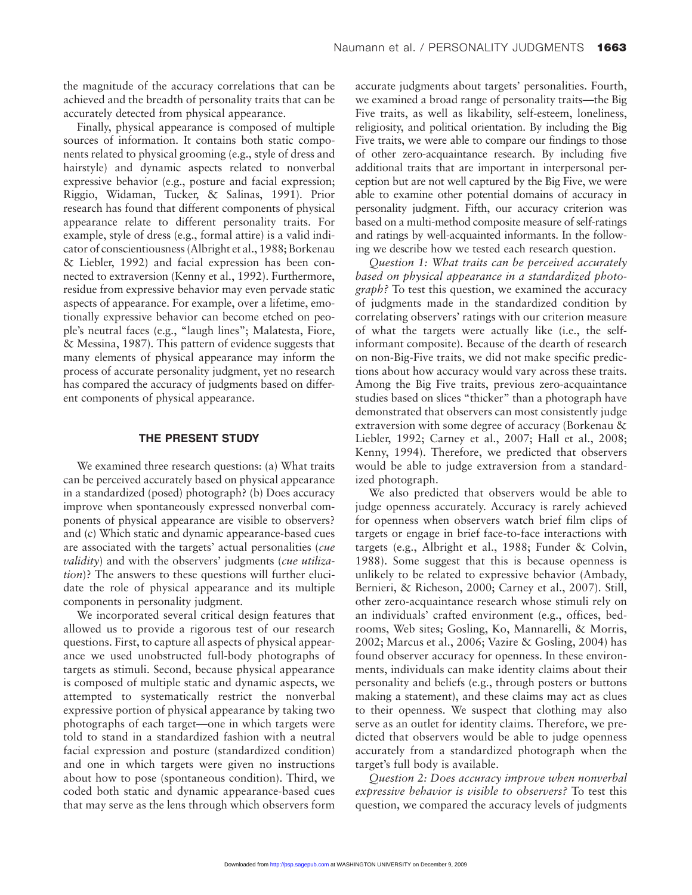the magnitude of the accuracy correlations that can be achieved and the breadth of personality traits that can be accurately detected from physical appearance.

Finally, physical appearance is composed of multiple sources of information. It contains both static components related to physical grooming (e.g., style of dress and hairstyle) and dynamic aspects related to nonverbal expressive behavior (e.g., posture and facial expression; Riggio, Widaman, Tucker, & Salinas, 1991). Prior research has found that different components of physical appearance relate to different personality traits. For example, style of dress (e.g., formal attire) is a valid indicator of conscientiousness (Albright et al., 1988; Borkenau & Liebler, 1992) and facial expression has been connected to extraversion (Kenny et al., 1992). Furthermore, residue from expressive behavior may even pervade static aspects of appearance. For example, over a lifetime, emotionally expressive behavior can become etched on people's neutral faces (e.g., "laugh lines"; Malatesta, Fiore, & Messina, 1987). This pattern of evidence suggests that many elements of physical appearance may inform the process of accurate personality judgment, yet no research has compared the accuracy of judgments based on different components of physical appearance.

## THE PRESENT STUDY

We examined three research questions: (a) What traits can be perceived accurately based on physical appearance in a standardized (posed) photograph? (b) Does accuracy improve when spontaneously expressed nonverbal components of physical appearance are visible to observers? and (c) Which static and dynamic appearance-based cues are associated with the targets' actual personalities (*cue validity*) and with the observers' judgments (*cue utilization*)? The answers to these questions will further elucidate the role of physical appearance and its multiple components in personality judgment.

We incorporated several critical design features that allowed us to provide a rigorous test of our research questions. First, to capture all aspects of physical appearance we used unobstructed full-body photographs of targets as stimuli. Second, because physical appearance is composed of multiple static and dynamic aspects, we attempted to systematically restrict the nonverbal expressive portion of physical appearance by taking two photographs of each target—one in which targets were told to stand in a standardized fashion with a neutral facial expression and posture (standardized condition) and one in which targets were given no instructions about how to pose (spontaneous condition). Third, we coded both static and dynamic appearance-based cues that may serve as the lens through which observers form accurate judgments about targets' personalities. Fourth, we examined a broad range of personality traits—the Big Five traits, as well as likability, self-esteem, loneliness, religiosity, and political orientation. By including the Big Five traits, we were able to compare our findings to those of other zero-acquaintance research. By including five additional traits that are important in interpersonal perception but are not well captured by the Big Five, we were able to examine other potential domains of accuracy in personality judgment. Fifth, our accuracy criterion was based on a multi-method composite measure of self-ratings and ratings by well-acquainted informants. In the following we describe how we tested each research question.

*Question 1: What traits can be perceived accurately based on physical appearance in a standardized photograph?* To test this question, we examined the accuracy of judgments made in the standardized condition by correlating observers' ratings with our criterion measure of what the targets were actually like (i.e., the self-informant composite). Because of the dearth of research on non-Big-Five traits, we did not make specific predictions about how accuracy would vary across these traits. Among the Big Five traits, previous zero-acquaintance studies based on slices "thicker" than a photograph have demonstrated that observers can most consistently judge extraversion with some degree of accuracy (Borkenau & Liebler, 1992; Carney et al., 2007; Hall et al., 2008; Kenny, 1994). Therefore, we predicted that observers would be able to judge extraversion from a standardized photograph.

We also predicted that observers would be able to judge openness accurately. Accuracy is rarely achieved for openness when observers watch brief film clips of targets or engage in brief face-to-face interactions with targets (e.g., Albright et al., 1988; Funder & Colvin, 1988). Some suggest that this is because openness is unlikely to be related to expressive behavior (Ambady, Bernieri, & Richeson, 2000; Carney et al., 2007). Still, other zero-acquaintance research whose stimuli rely on an individuals' crafted environment (e.g., offices, bedrooms, Web sites; Gosling, Ko, Mannarelli, & Morris, 2002; Marcus et al., 2006; Vazire & Gosling, 2004) has found observer accuracy for openness. In these environments, individuals can make identity claims about their personality and beliefs (e.g., through posters or buttons making a statement), and these claims may act as clues to their openness. We suspect that clothing may also serve as an outlet for identity claims. Therefore, we predicted that observers would be able to judge openness accurately from a standardized photograph when the target's full body is available.

*Question 2: Does accuracy improve when nonverbal expressive behavior is visible to observers?* To test this question, we compared the accuracy levels of judgments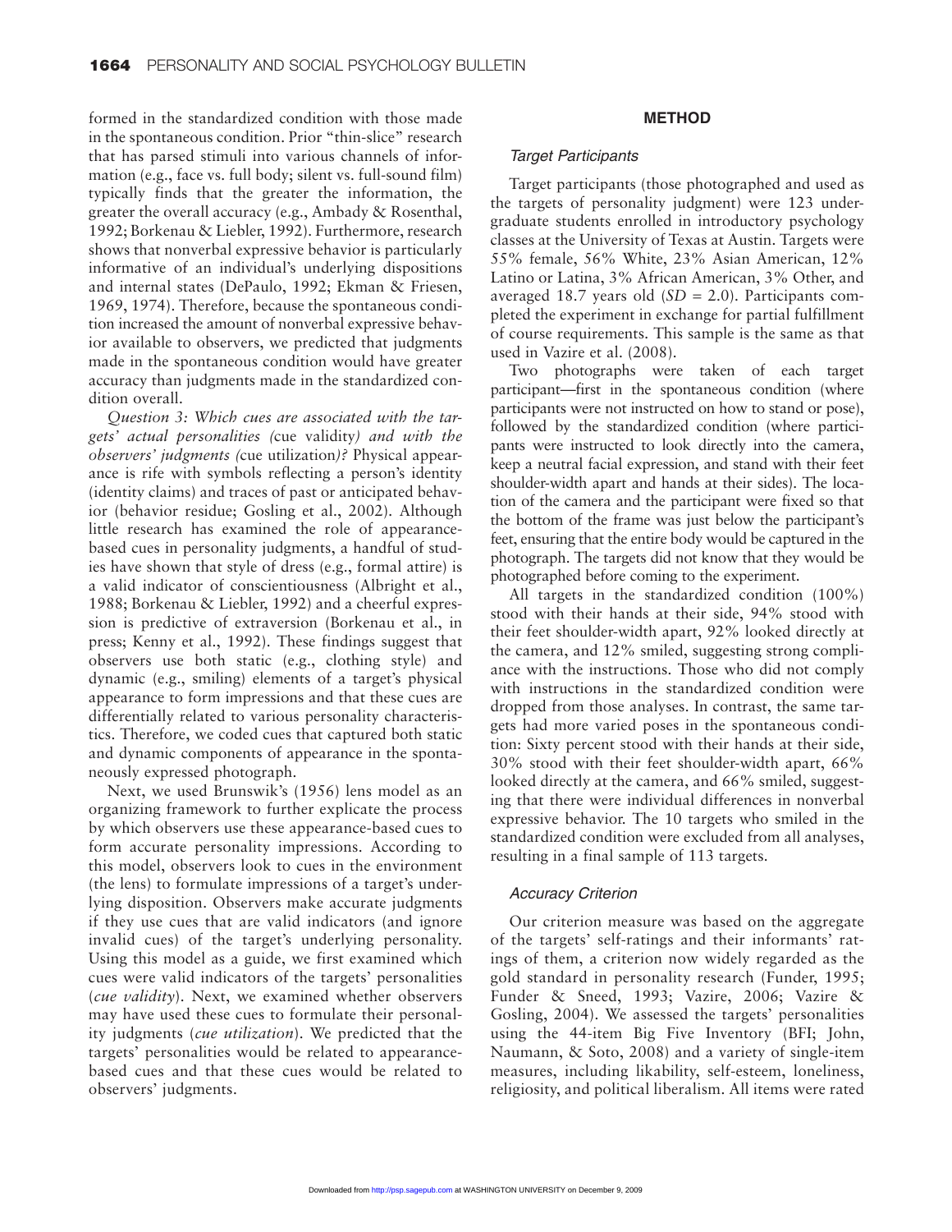formed in the standardized condition with those made in the spontaneous condition. Prior "thin-slice" research that has parsed stimuli into various channels of information (e.g., face vs. full body; silent vs. full-sound film) typically finds that the greater the information, the greater the overall accuracy (e.g., Ambady & Rosenthal, 1992; Borkenau & Liebler, 1992). Furthermore, research shows that nonverbal expressive behavior is particularly informative of an individual's underlying dispositions and internal states (DePaulo, 1992; Ekman & Friesen, 1969, 1974). Therefore, because the spontaneous condition increased the amount of nonverbal expressive behavior available to observers, we predicted that judgments made in the spontaneous condition would have greater accuracy than judgments made in the standardized condition overall.

*Question 3: Which cues are associated with the targets' actual personalities (*cue validity*) and with the observers' judgments (*cue utilization*)?* Physical appearance is rife with symbols reflecting a person's identity (identity claims) and traces of past or anticipated behavior (behavior residue; Gosling et al., 2002). Although little research has examined the role of appearance-based cues in personality judgments, a handful of studies have shown that style of dress (e.g., formal attire) is a valid indicator of conscientiousness (Albright et al., 1988; Borkenau & Liebler, 1992) and a cheerful expression is predictive of extraversion (Borkenau et al., in press; Kenny et al., 1992). These findings suggest that observers use both static (e.g., clothing style) and dynamic (e.g., smiling) elements of a target's physical appearance to form impressions and that these cues are differentially related to various personality characteristics. Therefore, we coded cues that captured both static and dynamic components of appearance in the spontaneously expressed photograph.

Next, we used Brunswik's (1956) lens model as an organizing framework to further explicate the process by which observers use these appearance-based cues to form accurate personality impressions. According to this model, observers look to cues in the environment (the lens) to formulate impressions of a target's underlying disposition. Observers make accurate judgments if they use cues that are valid indicators (and ignore invalid cues) of the target's underlying personality. Using this model as a guide, we first examined which cues were valid indicators of the targets' personalities (*cue validity*). Next, we examined whether observers may have used these cues to formulate their personality judgments (*cue utilization*). We predicted that the targets' personalities would be related to appearance-based cues and that these cues would be related to observers' judgments.

## METHOD

### Target Participants

Target participants (those photographed and used as the targets of personality judgment) were 123 undergraduate students enrolled in introductory psychology classes at the University of Texas at Austin. Targets were 55% female, 56% White, 23% Asian American, 12% Latino or Latina, 3% African American, 3% Other, and averaged 18.7 years old ($SD = 2.0$). Participants completed the experiment in exchange for partial fulfillment of course requirements. This sample is the same as that used in Vazire et al. (2008).

Two photographs were taken of each target participant—first in the spontaneous condition (where participants were not instructed on how to stand or pose), followed by the standardized condition (where participants were instructed to look directly into the camera, keep a neutral facial expression, and stand with their feet shoulder-width apart and hands at their sides). The location of the camera and the participant were fixed so that the bottom of the frame was just below the participant's feet, ensuring that the entire body would be captured in the photograph. The targets did not know that they would be photographed before coming to the experiment.

All targets in the standardized condition (100%) stood with their hands at their side, 94% stood with their feet shoulder-width apart, 92% looked directly at the camera, and 12% smiled, suggesting strong compliance with the instructions. Those who did not comply with instructions in the standardized condition were dropped from those analyses. In contrast, the same targets had more varied poses in the spontaneous condition: Sixty percent stood with their hands at their side, 30% stood with their feet shoulder-width apart, 66% looked directly at the camera, and 66% smiled, suggesting that there were individual differences in nonverbal expressive behavior. The 10 targets who smiled in the standardized condition were excluded from all analyses, resulting in a final sample of 113 targets.

### Accuracy Criterion

Our criterion measure was based on the aggregate of the targets' self-ratings and their informants' ratings of them, a criterion now widely regarded as the gold standard in personality research (Funder, 1995; Funder & Sneed, 1993; Vazire, 2006; Vazire & Gosling, 2004). We assessed the targets' personalities using the 44-item Big Five Inventory (BFI; John, Naumann, & Soto, 2008) and a variety of single-item measures, including likability, self-esteem, loneliness, religiosity, and political liberalism. All items were rated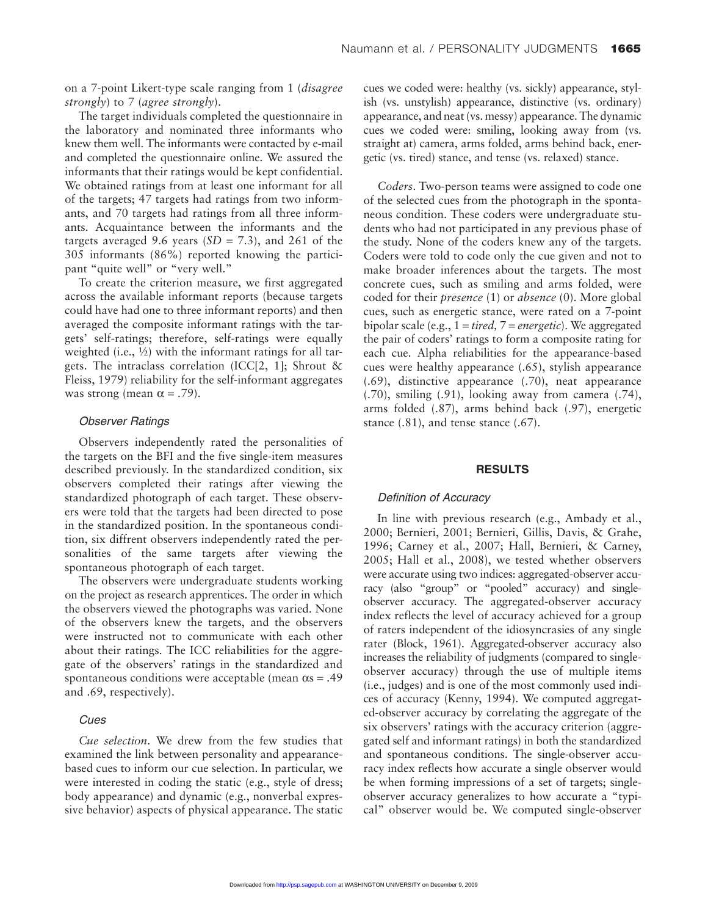on a 7-point Likert-type scale ranging from 1 (*disagree strongly*) to 7 (*agree strongly*).

The target individuals completed the questionnaire in the laboratory and nominated three informants who knew them well. The informants were contacted by e-mail and completed the questionnaire online. We assured the informants that their ratings would be kept confidential. We obtained ratings from at least one informant for all of the targets; 47 targets had ratings from two informants, and 70 targets had ratings from all three informants. Acquaintance between the informants and the targets averaged 9.6 years ($SD$ = 7.3), and 261 of the 305 informants (86%) reported knowing the participant "quite well" or "very well."

To create the criterion measure, we first aggregated across the available informant reports (because targets could have had one to three informant reports) and then averaged the composite informant ratings with the targets' self-ratings; therefore, self-ratings were equally weighted (i.e., ½) with the informant ratings for all targets. The intraclass correlation (ICC[2, 1]; Shrout & Fleiss, 1979) reliability for the self-informant aggregates was strong (mean $\alpha$ = .79).

### Observer Ratings

Observers independently rated the personalities of the targets on the BFI and the five single-item measures described previously. In the standardized condition, six observers completed their ratings after viewing the standardized photograph of each target. These observers were told that the targets had been directed to pose in the standardized position. In the spontaneous condition, six diffrent observers independently rated the personalities of the same targets after viewing the spontaneous photograph of each target.

The observers were undergraduate students working on the project as research apprentices. The order in which the observers viewed the photographs was varied. None of the observers knew the targets, and the observers were instructed not to communicate with each other about their ratings. The ICC reliabilities for the aggregate of the observers' ratings in the standardized and spontaneous conditions were acceptable (mean $\alpha$s = .49 and .69, respectively).

### Cues

*Cue selection*. We drew from the few studies that examined the link between personality and appearance-based cues to inform our cue selection. In particular, we were interested in coding the static (e.g., style of dress; body appearance) and dynamic (e.g., nonverbal expressive behavior) aspects of physical appearance. The static cues we coded were: healthy (vs. sickly) appearance, stylish (vs. unstylish) appearance, distinctive (vs. ordinary) appearance, and neat (vs. messy) appearance. The dynamic cues we coded were: smiling, looking away from (vs. straight at) camera, arms folded, arms behind back, energetic (vs. tired) stance, and tense (vs. relaxed) stance.

*Coders*. Two-person teams were assigned to code one of the selected cues from the photograph in the spontaneous condition. These coders were undergraduate students who had not participated in any previous phase of the study. None of the coders knew any of the targets. Coders were told to code only the cue given and not to make broader inferences about the targets. The most concrete cues, such as smiling and arms folded, were coded for their *presence* (1) or *absence* (0). More global cues, such as energetic stance, were rated on a 7-point bipolar scale (e.g., 1 = *tired,* 7 = *energetic*). We aggregated the pair of coders' ratings to form a composite rating for each cue. Alpha reliabilities for the appearance-based cues were healthy appearance (.65), stylish appearance (.69), distinctive appearance (.70), neat appearance (.70), smiling (.91), looking away from camera (.74), arms folded (.87), arms behind back (.97), energetic stance (.81), and tense stance (.67).

## RESULTS

### Definition of Accuracy

In line with previous research (e.g., Ambady et al., 2000; Bernieri, 2001; Bernieri, Gillis, Davis, & Grahe, 1996; Carney et al., 2007; Hall, Bernieri, & Carney, 2005; Hall et al., 2008), we tested whether observers were accurate using two indices: aggregated-observer accuracy (also "group" or "pooled" accuracy) and single-observer accuracy. The aggregated-observer accuracy index reflects the level of accuracy achieved for a group of raters independent of the idiosyncrasies of any single rater (Block, 1961). Aggregated-observer accuracy also increases the reliability of judgments (compared to single-observer accuracy) through the use of multiple items (i.e., judges) and is one of the most commonly used indices of accuracy (Kenny, 1994). We computed aggregated-observer accuracy by correlating the aggregate of the six observers' ratings with the accuracy criterion (aggregated self and informant ratings) in both the standardized and spontaneous conditions. The single-observer accuracy index reflects how accurate a single observer would be when forming impressions of a set of targets; single-observer accuracy generalizes to how accurate a "typical" observer would be. We computed single-observer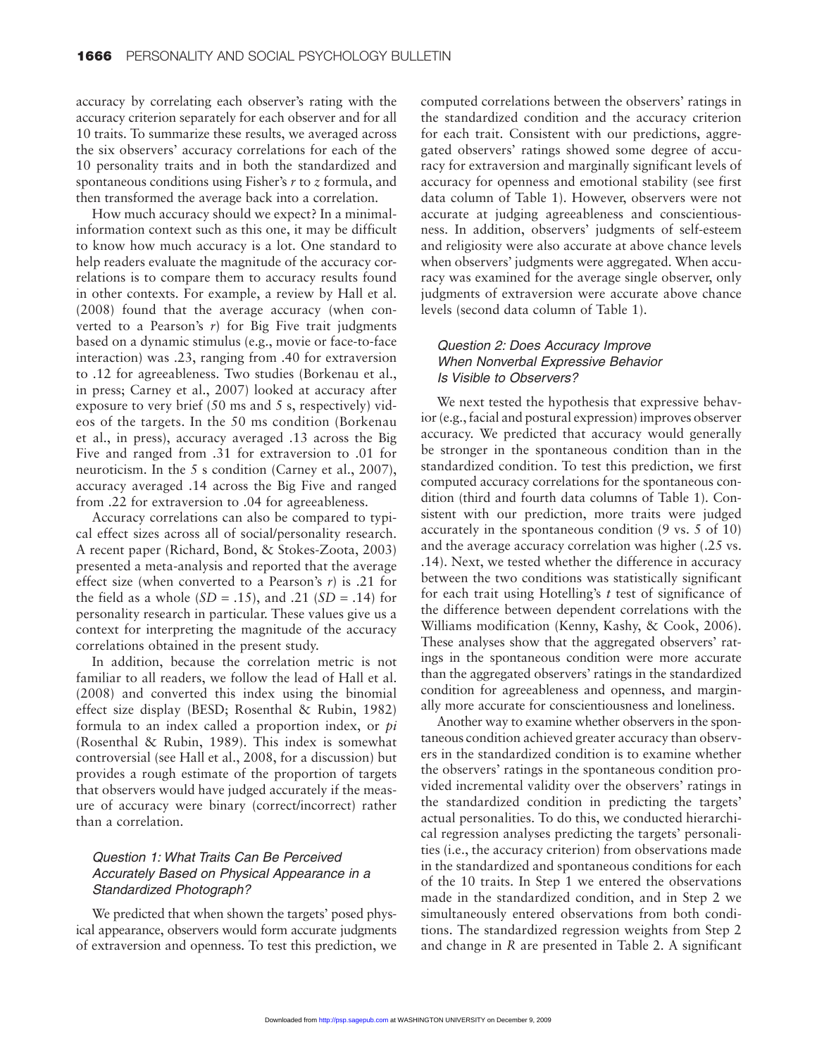accuracy by correlating each observer's rating with the accuracy criterion separately for each observer and for all 10 traits. To summarize these results, we averaged across the six observers' accuracy correlations for each of the 10 personality traits and in both the standardized and spontaneous conditions using Fisher's *r* to *z* formula, and then transformed the average back into a correlation.

How much accuracy should we expect? In a minimal-information context such as this one, it may be difficult to know how much accuracy is a lot. One standard to help readers evaluate the magnitude of the accuracy correlations is to compare them to accuracy results found in other contexts. For example, a review by Hall et al. (2008) found that the average accuracy (when converted to a Pearson's *r*) for Big Five trait judgments based on a dynamic stimulus (e.g., movie or face-to-face interaction) was .23, ranging from .40 for extraversion to .12 for agreeableness. Two studies (Borkenau et al., in press; Carney et al., 2007) looked at accuracy after exposure to very brief (50 ms and 5 s, respectively) videos of the targets. In the 50 ms condition (Borkenau et al., in press), accuracy averaged .13 across the Big Five and ranged from .31 for extraversion to .01 for neuroticism. In the 5 s condition (Carney et al., 2007), accuracy averaged .14 across the Big Five and ranged from .22 for extraversion to .04 for agreeableness.

Accuracy correlations can also be compared to typical effect sizes across all of social/personality research. A recent paper (Richard, Bond, & Stokes-Zoota, 2003) presented a meta-analysis and reported that the average effect size (when converted to a Pearson's *r*) is .21 for the field as a whole ($SD$ = .15), and .21 ($SD$ = .14) for personality research in particular. These values give us a context for interpreting the magnitude of the accuracy correlations obtained in the present study.

In addition, because the correlation metric is not familiar to all readers, we follow the lead of Hall et al. (2008) and converted this index using the binomial effect size display (BESD; Rosenthal & Rubin, 1982) formula to an index called a proportion index, or *pi* (Rosenthal & Rubin, 1989). This index is somewhat controversial (see Hall et al., 2008, for a discussion) but provides a rough estimate of the proportion of targets that observers would have judged accurately if the measure of accuracy were binary (correct/incorrect) rather than a correlation.

### *Question 1: What Traits Can Be Perceived Accurately Based on Physical Appearance in a Standardized Photograph?*

We predicted that when shown the targets' posed physical appearance, observers would form accurate judgments of extraversion and openness. To test this prediction, we computed correlations between the observers' ratings in the standardized condition and the accuracy criterion for each trait. Consistent with our predictions, aggregated observers' ratings showed some degree of accuracy for extraversion and marginally significant levels of accuracy for openness and emotional stability (see first data column of Table 1). However, observers were not accurate at judging agreeableness and conscientiousness. In addition, observers' judgments of self-esteem and religiosity were also accurate at above chance levels when observers' judgments were aggregated. When accuracy was examined for the average single observer, only judgments of extraversion were accurate above chance levels (second data column of Table 1).

### *Question 2: Does Accuracy Improve When Nonverbal Expressive Behavior Is Visible to Observers?*

We next tested the hypothesis that expressive behavior (e.g., facial and postural expression) improves observer accuracy. We predicted that accuracy would generally be stronger in the spontaneous condition than in the standardized condition. To test this prediction, we first computed accuracy correlations for the spontaneous condition (third and fourth data columns of Table 1). Consistent with our prediction, more traits were judged accurately in the spontaneous condition (9 vs. 5 of 10) and the average accuracy correlation was higher (.25 vs. .14). Next, we tested whether the difference in accuracy between the two conditions was statistically significant for each trait using Hotelling's *t* test of significance of the difference between dependent correlations with the Williams modification (Kenny, Kashy, & Cook, 2006). These analyses show that the aggregated observers' ratings in the spontaneous condition were more accurate than the aggregated observers' ratings in the standardized condition for agreeableness and openness, and marginally more accurate for conscientiousness and loneliness.

Another way to examine whether observers in the spontaneous condition achieved greater accuracy than observers in the standardized condition is to examine whether the observers' ratings in the spontaneous condition provided incremental validity over the observers' ratings in the standardized condition in predicting the targets' actual personalities. To do this, we conducted hierarchical regression analyses predicting the targets' personalities (i.e., the accuracy criterion) from observations made in the standardized and spontaneous conditions for each of the 10 traits. In Step 1 we entered the observations made in the standardized condition, and in Step 2 we simultaneously entered observations from both conditions. The standardized regression weights from Step 2 and change in *R* are presented in Table 2. A significant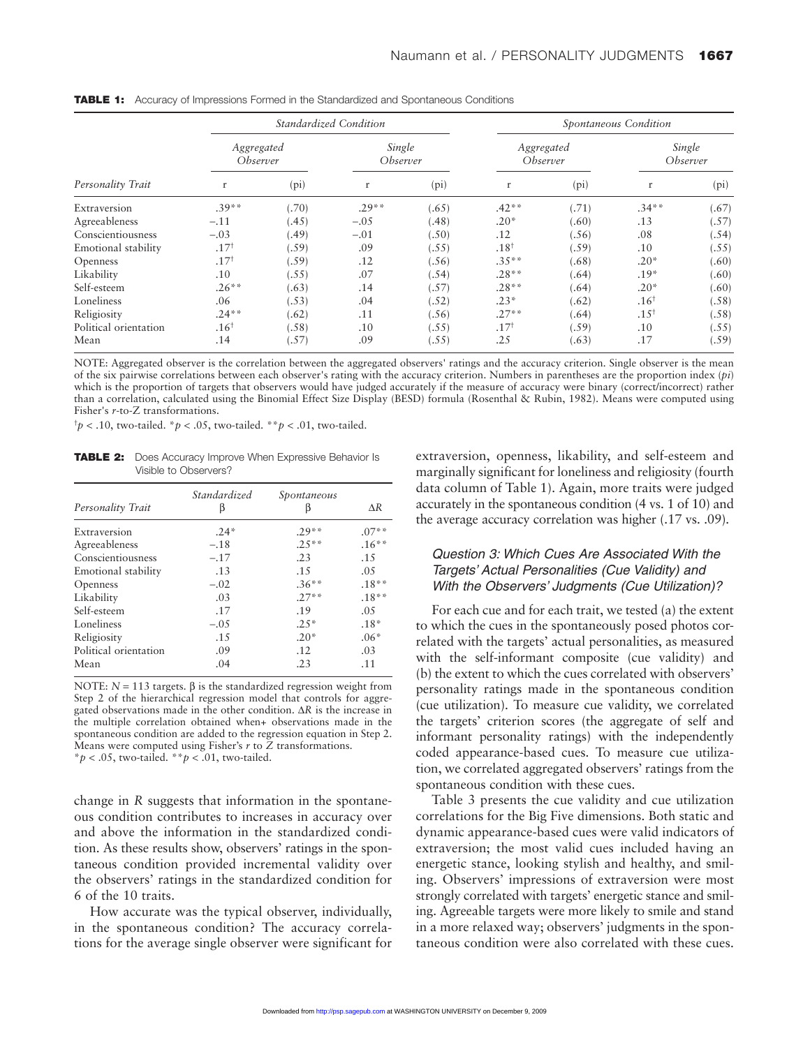**TABLE 1:** Accuracy of Impressions Formed in the Standardized and Spontaneous Conditions

| | *Standardized Condition* | | | | *Spontaneous Condition* | | | |
|---|---|---|---|---|---|---|---|---|
| | *Aggregated Observer* | | *Single Observer* | | *Aggregated Observer* | | *Single Observer* | |
| *Personality Trait* | r | (pi) | r | (pi) | r | (pi) | r | (pi) |
| Extraversion | .39** | (.70) | .29** | (.65) | .42** | (.71) | .34** | (.67) |
| Agreeableness | –.11 | (.45) | –.05 | (.48) | .20* | (.60) | .13 | (.57) |
| Conscientiousness | –.03 | (.49) | –.01 | (.50) | .12 | (.56) | .08 | (.54) |
| Emotional stability | .17† | (.59) | .09 | (.55) | .18† | (.59) | .10 | (.55) |
| Openness | .17† | (.59) | .12 | (.56) | .35** | (.68) | .20* | (.60) |
| Likability | .10 | (.55) | .07 | (.54) | .28** | (.64) | .19* | (.60) |
| Self-esteem | .26** | (.63) | .14 | (.57) | .28** | (.64) | .20* | (.60) |
| Loneliness | .06 | (.53) | .04 | (.52) | .23* | (.62) | .16† | (.58) |
| Religiosity | .24** | (.62) | .11 | (.56) | .27** | (.64) | .15† | (.58) |
| Political orientation | .16† | (.58) | .10 | (.55) | .17† | (.59) | .10 | (.55) |
| Mean | .14 | (.57) | .09 | (.55) | .25 | (.63) | .17 | (.59) |

NOTE: Aggregated observer is the correlation between the aggregated observers' ratings and the accuracy criterion. Single observer is the mean of the six pairwise correlations between each observer's rating with the accuracy criterion. Numbers in parentheses are the proportion index (*pi*) which is the proportion of targets that observers would have judged accurately if the measure of accuracy were binary (correct/incorrect) rather than a correlation, calculated using the Binomial Effect Size Display (BESD) formula (Rosenthal & Rubin, 1982). Means were computed using Fisher's *r*-to-Z transformations.

†$p < .10$, two-tailed. *$p < .05$, two-tailed. **$p < .01$, two-tailed.

**TABLE 2:** Does Accuracy Improve When Expressive Behavior Is Visible to Observers?

| *Personality Trait* | *Standardized* β | *Spontaneous* β | Δ*R* |
|---|---|---|---|
| Extraversion | .24* | .29** | .07** |
| Agreeableness | –.18 | .25** | .16** |
| Conscientiousness | –.17 | .23 | .15 |
| Emotional stability | .13 | .15 | .05 |
| Openness | –.02 | .36** | .18** |
| Likability | .03 | .27** | .18** |
| Self-esteem | .17 | .19 | .05 |
| Loneliness | –.05 | .25* | .18* |
| Religiosity | .15 | .20* | .06* |
| Political orientation | .09 | .12 | .03 |
| Mean | .04 | .23 | .11 |

NOTE: $N = 113$ targets. β is the standardized regression weight from Step 2 of the hierarchical regression model that controls for aggregated observations made in the other condition. Δ*R* is the increase in the multiple correlation obtained when+ observations made in the spontaneous condition are added to the regression equation in Step 2. Means were computed using Fisher's *r* to *Z* transformations.
*$p < .05$, two-tailed. **$p < .01$, two-tailed.

change in *R* suggests that information in the spontaneous condition contributes to increases in accuracy over and above the information in the standardized condition. As these results show, observers' ratings in the spontaneous condition provided incremental validity over the observers' ratings in the standardized condition for 6 of the 10 traits.

How accurate was the typical observer, individually, in the spontaneous condition? The accuracy correlations for the average single observer were significant for extraversion, openness, likability, and self-esteem and marginally significant for loneliness and religiosity (fourth data column of Table 1). Again, more traits were judged accurately in the spontaneous condition (4 vs. 1 of 10) and the average accuracy correlation was higher (.17 vs. .09).

### *Question 3: Which Cues Are Associated With the Targets' Actual Personalities (Cue Validity) and With the Observers' Judgments (Cue Utilization)?*

For each cue and for each trait, we tested (a) the extent to which the cues in the spontaneously posed photos correlated with the targets' actual personalities, as measured with the self-informant composite (cue validity) and (b) the extent to which the cues correlated with observers' personality ratings made in the spontaneous condition (cue utilization). To measure cue validity, we correlated the targets' criterion scores (the aggregate of self and informant personality ratings) with the independently coded appearance-based cues. To measure cue utilization, we correlated aggregated observers' ratings from the spontaneous condition with these cues.

Table 3 presents the cue validity and cue utilization correlations for the Big Five dimensions. Both static and dynamic appearance-based cues were valid indicators of extraversion; the most valid cues included having an energetic stance, looking stylish and healthy, and smiling. Observers' impressions of extraversion were most strongly correlated with targets' energetic stance and smiling. Agreeable targets were more likely to smile and stand in a more relaxed way; observers' judgments in the spontaneous condition were also correlated with these cues.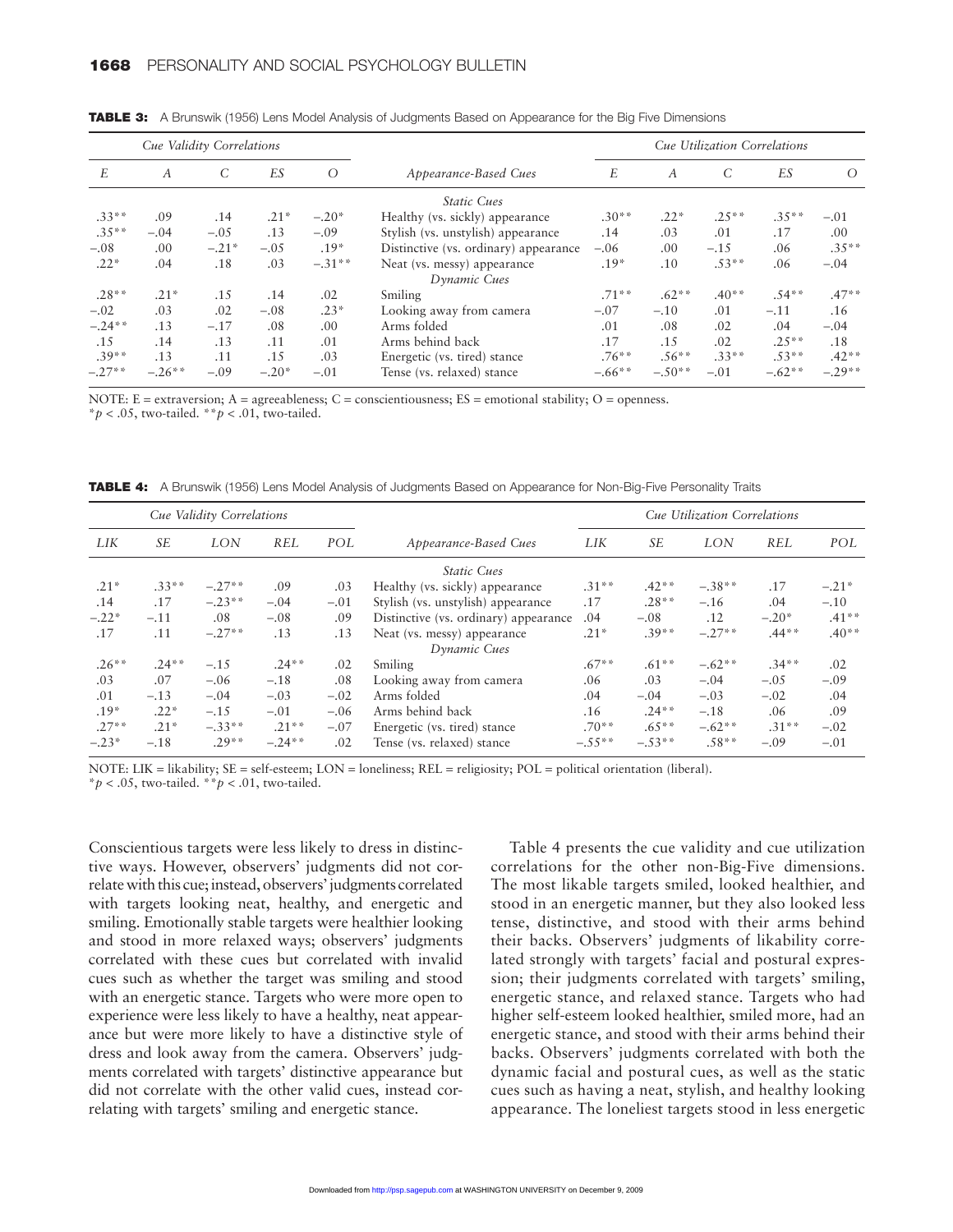**TABLE 3:** A Brunswik (1956) Lens Model Analysis of Judgments Based on Appearance for the Big Five Dimensions

| Cue Validity Correlations | | | | | | Cue Utilization Correlations | | | | |
|---|---|---|---|---|---|---|---|---|---|---|
| *E* | *A* | *C* | *ES* | *O* | *Appearance-Based Cues* | *E* | *A* | *C* | *ES* | *O* |
| | | | | | *Static Cues* | | | | | |
| .33** | .09 | .14 | .21* | –.20* | Healthy (vs. sickly) appearance | .30** | .22* | .25** | .35** | –.01 |
| .35** | –.04 | –.05 | .13 | –.09 | Stylish (vs. unstylish) appearance | .14 | .03 | .01 | .17 | .00 |
| –.08 | .00 | –.21* | –.05 | .19* | Distinctive (vs. ordinary) appearance | –.06 | .00 | –.15 | .06 | .35** |
| .22* | .04 | .18 | .03 | –.31** | Neat (vs. messy) appearance | .19* | .10 | .53** | .06 | –.04 |
| | | | | | *Dynamic Cues* | | | | | |
| .28** | .21* | .15 | .14 | .02 | Smiling | .71** | .62** | .40** | .54** | .47** |
| –.02 | .03 | .02 | –.08 | .23* | Looking away from camera | –.07 | –.10 | .01 | –.11 | .16 |
| –.24** | .13 | –.17 | .08 | .00 | Arms folded | .01 | .08 | .02 | .04 | –.04 |
| .15 | .14 | .13 | .11 | .01 | Arms behind back | .17 | .15 | .02 | .25** | .18 |
| .39** | .13 | .11 | .15 | .03 | Energetic (vs. tired) stance | .76** | .56** | .33** | .53** | .42** |
| –.27** | –.26** | –.09 | –.20* | –.01 | Tense (vs. relaxed) stance | –.66** | –.50** | –.01 | –.62** | –.29** |

NOTE: E = extraversion; A = agreeableness; C = conscientiousness; ES = emotional stability; O = openness.
*$p < .05$, two-tailed. **$p < .01$, two-tailed.

**TABLE 4:** A Brunswik (1956) Lens Model Analysis of Judgments Based on Appearance for Non-Big-Five Personality Traits

| Cue Validity Correlations | | | | | | Cue Utilization Correlations | | | | |
|---|---|---|---|---|---|---|---|---|---|---|
| *LIK* | *SE* | *LON* | *REL* | *POL* | *Appearance-Based Cues* | *LIK* | *SE* | *LON* | *REL* | *POL* |
| | | | | | *Static Cues* | | | | | |
| .21* | .33** | –.27** | .09 | .03 | Healthy (vs. sickly) appearance | .31** | .42** | –.38** | .17 | –.21* |
| .14 | .17 | –.23** | –.04 | –.01 | Stylish (vs. unstylish) appearance | .17 | .28** | –.16 | .04 | –.10 |
| –.22* | –.11 | .08 | –.08 | .09 | Distinctive (vs. ordinary) appearance | .04 | –.08 | .12 | –.20* | .41** |
| .17 | .11 | –.27** | .13 | .13 | Neat (vs. messy) appearance | .21* | .39** | –.27** | .44** | .40** |
| | | | | | *Dynamic Cues* | | | | | |
| .26** | .24** | –.15 | .24** | .02 | Smiling | .67** | .61** | –.62** | .34** | .02 |
| .03 | .07 | –.06 | –.18 | .08 | Looking away from camera | .06 | .03 | –.04 | –.05 | –.09 |
| .01 | –.13 | –.04 | –.03 | –.02 | Arms folded | .04 | –.04 | –.03 | –.02 | .04 |
| .19* | .22* | –.15 | –.01 | –.06 | Arms behind back | .16 | .24** | –.18 | .06 | .09 |
| .27** | .21* | –.33** | .21** | –.07 | Energetic (vs. tired) stance | .70** | .65** | –.62** | .31** | –.02 |
| –.23* | –.18 | .29** | –.24** | .02 | Tense (vs. relaxed) stance | –.55** | –.53** | .58** | –.09 | –.01 |

NOTE: LIK = likability; SE = self-esteem; LON = loneliness; REL = religiosity; POL = political orientation (liberal).
*$p < .05$, two-tailed. **$p < .01$, two-tailed.

Conscientious targets were less likely to dress in distinctive ways. However, observers' judgments did not correlate with this cue; instead, observers' judgments correlated with targets looking neat, healthy, and energetic and smiling. Emotionally stable targets were healthier looking and stood in more relaxed ways; observers' judgments correlated with these cues but correlated with invalid cues such as whether the target was smiling and stood with an energetic stance. Targets who were more open to experience were less likely to have a healthy, neat appearance but were more likely to have a distinctive style of dress and look away from the camera. Observers' judgments correlated with targets' distinctive appearance but did not correlate with the other valid cues, instead correlating with targets' smiling and energetic stance.

Table 4 presents the cue validity and cue utilization correlations for the other non-Big-Five dimensions. The most likable targets smiled, looked healthier, and stood in an energetic manner, but they also looked less tense, distinctive, and stood with their arms behind their backs. Observers' judgments of likability correlated strongly with targets' facial and postural expression; their judgments correlated with targets' smiling, energetic stance, and relaxed stance. Targets who had higher self-esteem looked healthier, smiled more, had an energetic stance, and stood with their arms behind their backs. Observers' judgments correlated with both the dynamic facial and postural cues, as well as the static cues such as having a neat, stylish, and healthy looking appearance. The loneliest targets stood in less energetic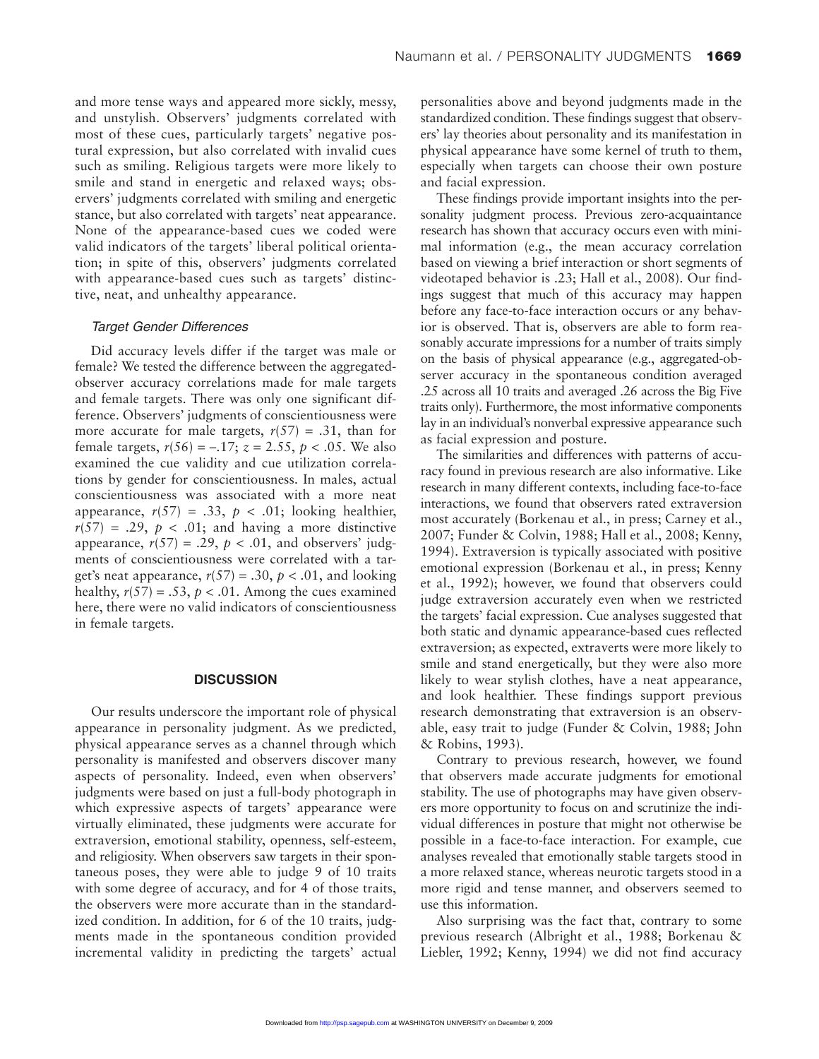and more tense ways and appeared more sickly, messy, and unstylish. Observers' judgments correlated with most of these cues, particularly targets' negative postural expression, but also correlated with invalid cues such as smiling. Religious targets were more likely to smile and stand in energetic and relaxed ways; observers' judgments correlated with smiling and energetic stance, but also correlated with targets' neat appearance. None of the appearance-based cues we coded were valid indicators of the targets' liberal political orientation; in spite of this, observers' judgments correlated with appearance-based cues such as targets' distinctive, neat, and unhealthy appearance.

### *Target Gender Differences*

Did accuracy levels differ if the target was male or female? We tested the difference between the aggregated-observer accuracy correlations made for male targets and female targets. There was only one significant difference. Observers' judgments of conscientiousness were more accurate for male targets, $r(57) = .31$, than for female targets, $r(56) = -.17$; $z = 2.55$, $p < .05$. We also examined the cue validity and cue utilization correlations by gender for conscientiousness. In males, actual conscientiousness was associated with a more neat appearance, $r(57) = .33$, $p < .01$; looking healthier, $r(57) = .29$, $p < .01$; and having a more distinctive appearance, $r(57) = .29$, $p < .01$, and observers' judgments of conscientiousness were correlated with a target's neat appearance, $r(57) = .30$, $p < .01$, and looking healthy, $r(57) = .53$, $p < .01$. Among the cues examined here, there were no valid indicators of conscientiousness in female targets.

## DISCUSSION

Our results underscore the important role of physical appearance in personality judgment. As we predicted, physical appearance serves as a channel through which personality is manifested and observers discover many aspects of personality. Indeed, even when observers' judgments were based on just a full-body photograph in which expressive aspects of targets' appearance were virtually eliminated, these judgments were accurate for extraversion, emotional stability, openness, self-esteem, and religiosity. When observers saw targets in their spontaneous poses, they were able to judge 9 of 10 traits with some degree of accuracy, and for 4 of those traits, the observers were more accurate than in the standardized condition. In addition, for 6 of the 10 traits, judgments made in the spontaneous condition provided incremental validity in predicting the targets' actual personalities above and beyond judgments made in the standardized condition. These findings suggest that observers' lay theories about personality and its manifestation in physical appearance have some kernel of truth to them, especially when targets can choose their own posture and facial expression.

These findings provide important insights into the personality judgment process. Previous zero-acquaintance research has shown that accuracy occurs even with minimal information (e.g., the mean accuracy correlation based on viewing a brief interaction or short segments of videotaped behavior is .23; Hall et al., 2008). Our findings suggest that much of this accuracy may happen before any face-to-face interaction occurs or any behavior is observed. That is, observers are able to form reasonably accurate impressions for a number of traits simply on the basis of physical appearance (e.g., aggregated-observer accuracy in the spontaneous condition averaged .25 across all 10 traits and averaged .26 across the Big Five traits only). Furthermore, the most informative components lay in an individual's nonverbal expressive appearance such as facial expression and posture.

The similarities and differences with patterns of accuracy found in previous research are also informative. Like research in many different contexts, including face-to-face interactions, we found that observers rated extraversion most accurately (Borkenau et al., in press; Carney et al., 2007; Funder & Colvin, 1988; Hall et al., 2008; Kenny, 1994). Extraversion is typically associated with positive emotional expression (Borkenau et al., in press; Kenny et al., 1992); however, we found that observers could judge extraversion accurately even when we restricted the targets' facial expression. Cue analyses suggested that both static and dynamic appearance-based cues reflected extraversion; as expected, extraverts were more likely to smile and stand energetically, but they were also more likely to wear stylish clothes, have a neat appearance, and look healthier. These findings support previous research demonstrating that extraversion is an observable, easy trait to judge (Funder & Colvin, 1988; John & Robins, 1993).

Contrary to previous research, however, we found that observers made accurate judgments for emotional stability. The use of photographs may have given observers more opportunity to focus on and scrutinize the individual differences in posture that might not otherwise be possible in a face-to-face interaction. For example, cue analyses revealed that emotionally stable targets stood in a more relaxed stance, whereas neurotic targets stood in a more rigid and tense manner, and observers seemed to use this information.

Also surprising was the fact that, contrary to some previous research (Albright et al., 1988; Borkenau & Liebler, 1992; Kenny, 1994) we did not find accuracy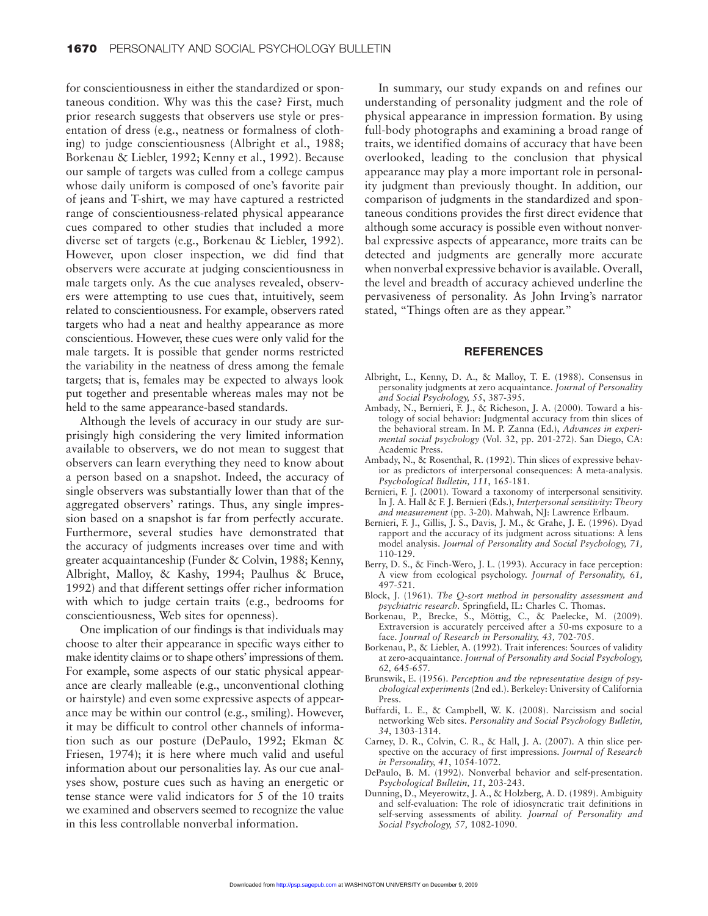for conscientiousness in either the standardized or spontaneous condition. Why was this the case? First, much prior research suggests that observers use style or presentation of dress (e.g., neatness or formalness of clothing) to judge conscientiousness (Albright et al., 1988; Borkenau & Liebler, 1992; Kenny et al., 1992). Because our sample of targets was culled from a college campus whose daily uniform is composed of one's favorite pair of jeans and T-shirt, we may have captured a restricted range of conscientiousness-related physical appearance cues compared to other studies that included a more diverse set of targets (e.g., Borkenau & Liebler, 1992). However, upon closer inspection, we did find that observers were accurate at judging conscientiousness in male targets only. As the cue analyses revealed, observers were attempting to use cues that, intuitively, seem related to conscientiousness. For example, observers rated targets who had a neat and healthy appearance as more conscientious. However, these cues were only valid for the male targets. It is possible that gender norms restricted the variability in the neatness of dress among the female targets; that is, females may be expected to always look put together and presentable whereas males may not be held to the same appearance-based standards.

Although the levels of accuracy in our study are surprisingly high considering the very limited information available to observers, we do not mean to suggest that observers can learn everything they need to know about a person based on a snapshot. Indeed, the accuracy of single observers was substantially lower than that of the aggregated observers' ratings. Thus, any single impression based on a snapshot is far from perfectly accurate. Furthermore, several studies have demonstrated that the accuracy of judgments increases over time and with greater acquaintanceship (Funder & Colvin, 1988; Kenny, Albright, Malloy, & Kashy, 1994; Paulhus & Bruce, 1992) and that different settings offer richer information with which to judge certain traits (e.g., bedrooms for conscientiousness, Web sites for openness).

One implication of our findings is that individuals may choose to alter their appearance in specific ways either to make identity claims or to shape others' impressions of them. For example, some aspects of our static physical appearance are clearly malleable (e.g., unconventional clothing or hairstyle) and even some expressive aspects of appearance may be within our control (e.g., smiling). However, it may be difficult to control other channels of information such as our posture (DePaulo, 1992; Ekman & Friesen, 1974); it is here where much valid and useful information about our personalities lay. As our cue analyses show, posture cues such as having an energetic or tense stance were valid indicators for 5 of the 10 traits we examined and observers seemed to recognize the value in this less controllable nonverbal information.

In summary, our study expands on and refines our understanding of personality judgment and the role of physical appearance in impression formation. By using full-body photographs and examining a broad range of traits, we identified domains of accuracy that have been overlooked, leading to the conclusion that physical appearance may play a more important role in personality judgment than previously thought. In addition, our comparison of judgments in the standardized and spontaneous conditions provides the first direct evidence that although some accuracy is possible even without nonverbal expressive aspects of appearance, more traits can be detected and judgments are generally more accurate when nonverbal expressive behavior is available. Overall, the level and breadth of accuracy achieved underline the pervasiveness of personality. As John Irving's narrator stated, "Things often are as they appear."

## REFERENCES

Albright, L., Kenny, D. A., & Malloy, T. E. (1988). Consensus in personality judgments at zero acquaintance. *Journal of Personality and Social Psychology, 55*, 387-395.

Ambady, N., Bernieri, F. J., & Richeson, J. A. (2000). Toward a histology of social behavior: Judgmental accuracy from thin slices of the behavioral stream. In M. P. Zanna (Ed.), *Advances in experimental social psychology* (Vol. 32, pp. 201-272). San Diego, CA: Academic Press.

Ambady, N., & Rosenthal, R. (1992). Thin slices of expressive behavior as predictors of interpersonal consequences: A meta-analysis. *Psychological Bulletin, 111*, 165-181.

Bernieri, F. J. (2001). Toward a taxonomy of interpersonal sensitivity. In J. A. Hall & F. J. Bernieri (Eds.), *Interpersonal sensitivity: Theory and measurement* (pp. 3-20). Mahwah, NJ: Lawrence Erlbaum.

Bernieri, F. J., Gillis, J. S., Davis, J. M., & Grahe, J. E. (1996). Dyad rapport and the accuracy of its judgment across situations: A lens model analysis. *Journal of Personality and Social Psychology, 71,* 110-129.

Berry, D. S., & Finch-Wero, J. L. (1993). Accuracy in face perception: A view from ecological psychology. *Journal of Personality, 61,* 497-521.

Block, J. (1961). *The Q-sort method in personality assessment and psychiatric research.* Springfield, IL: Charles C. Thomas.

Borkenau, P., Brecke, S., Möttig, C., & Paelecke, M. (2009). Extraversion is accurately perceived after a 50-ms exposure to a face. *Journal of Research in Personality, 43,* 702-705.

Borkenau, P., & Liebler, A. (1992). Trait inferences: Sources of validity at zero-acquaintance. *Journal of Personality and Social Psychology, 62,* 645-657.

Brunswik, E. (1956). *Perception and the representative design of psychological experiments* (2nd ed.). Berkeley: University of California Press.

Buffardi, L. E., & Campbell, W. K. (2008). Narcissism and social networking Web sites. *Personality and Social Psychology Bulletin, 34*, 1303-1314.

Carney, D. R., Colvin, C. R., & Hall, J. A. (2007). A thin slice perspective on the accuracy of first impressions. *Journal of Research in Personality, 41*, 1054-1072.

DePaulo, B. M. (1992). Nonverbal behavior and self-presentation. *Psychological Bulletin, 11*, 203-243.

Dunning, D., Meyerowitz, J. A., & Holzberg, A. D. (1989). Ambiguity and self-evaluation: The role of idiosyncratic trait definitions in self-serving assessments of ability. *Journal of Personality and Social Psychology, 57,* 1082-1090.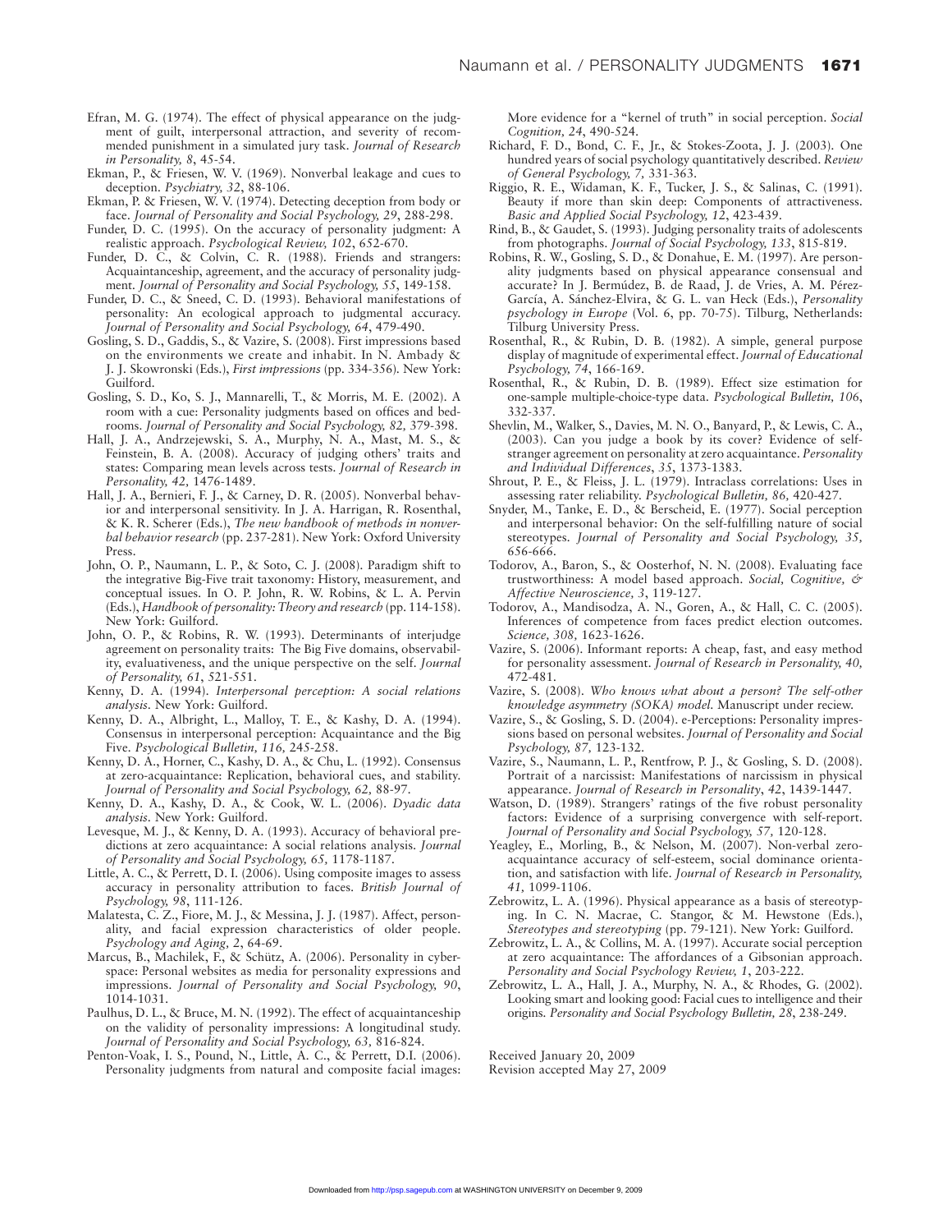Efran, M. G. (1974). The effect of physical appearance on the judgment of guilt, interpersonal attraction, and severity of recommended punishment in a simulated jury task. *Journal of Research in Personality, 8*, 45-54.

Ekman, P., & Friesen, W. V. (1969). Nonverbal leakage and cues to deception. *Psychiatry, 32*, 88-106.

Ekman, P. & Friesen, W. V. (1974). Detecting deception from body or face. *Journal of Personality and Social Psychology, 29*, 288-298.

Funder, D. C. (1995). On the accuracy of personality judgment: A realistic approach. *Psychological Review, 102*, 652-670.

Funder, D. C., & Colvin, C. R. (1988). Friends and strangers: Acquaintanceship, agreement, and the accuracy of personality judgment. *Journal of Personality and Social Psychology, 55*, 149-158.

Funder, D. C., & Sneed, C. D. (1993). Behavioral manifestations of personality: An ecological approach to judgmental accuracy. *Journal of Personality and Social Psychology, 64*, 479-490.

Gosling, S. D., Gaddis, S., & Vazire, S. (2008). First impressions based on the environments we create and inhabit. In N. Ambady & J. J. Skowronski (Eds.), *First impressions* (pp. 334-356). New York: Guilford.

Gosling, S. D., Ko, S. J., Mannarelli, T., & Morris, M. E. (2002). A room with a cue: Personality judgments based on offices and bedrooms. *Journal of Personality and Social Psychology, 82,* 379-398.

Hall, J. A., Andrzejewski, S. A., Murphy, N. A., Mast, M. S., & Feinstein, B. A. (2008). Accuracy of judging others' traits and states: Comparing mean levels across tests. *Journal of Research in Personality, 42,* 1476-1489.

Hall, J. A., Bernieri, F. J., & Carney, D. R. (2005). Nonverbal behavior and interpersonal sensitivity. In J. A. Harrigan, R. Rosenthal, & K. R. Scherer (Eds.), *The new handbook of methods in nonverbal behavior research* (pp. 237-281). New York: Oxford University Press.

John, O. P., Naumann, L. P., & Soto, C. J. (2008). Paradigm shift to the integrative Big-Five trait taxonomy: History, measurement, and conceptual issues. In O. P. John, R. W. Robins, & L. A. Pervin (Eds.), *Handbook of personality: Theory and research* (pp. 114-158). New York: Guilford.

John, O. P., & Robins, R. W. (1993). Determinants of interjudge agreement on personality traits: The Big Five domains, observability, evaluativeness, and the unique perspective on the self. *Journal of Personality, 61*, 521-551.

Kenny, D. A. (1994). *Interpersonal perception: A social relations analysis*. New York: Guilford.

Kenny, D. A., Albright, L., Malloy, T. E., & Kashy, D. A. (1994). Consensus in interpersonal perception: Acquaintance and the Big Five. *Psychological Bulletin, 116,* 245-258.

Kenny, D. A., Horner, C., Kashy, D. A., & Chu, L. (1992). Consensus at zero-acquaintance: Replication, behavioral cues, and stability. *Journal of Personality and Social Psychology, 62,* 88-97.

Kenny, D. A., Kashy, D. A., & Cook, W. L. (2006). *Dyadic data analysis*. New York: Guilford.

Levesque, M. J., & Kenny, D. A. (1993). Accuracy of behavioral predictions at zero acquaintance: A social relations analysis. *Journal of Personality and Social Psychology, 65,* 1178-1187.

Little, A. C., & Perrett, D. I. (2006). Using composite images to assess accuracy in personality attribution to faces. *British Journal of Psychology, 98*, 111-126.

Malatesta, C. Z., Fiore, M. J., & Messina, J. J. (1987). Affect, personality, and facial expression characteristics of older people. *Psychology and Aging, 2*, 64-69.

Marcus, B., Machilek, F., & Schütz, A. (2006). Personality in cyberspace: Personal websites as media for personality expressions and impressions. *Journal of Personality and Social Psychology, 90*, 1014-1031.

Paulhus, D. L., & Bruce, M. N. (1992). The effect of acquaintanceship on the validity of personality impressions: A longitudinal study. *Journal of Personality and Social Psychology, 63,* 816-824.

Penton-Voak, I. S., Pound, N., Little, A. C., & Perrett, D.I. (2006). Personality judgments from natural and composite facial images: More evidence for a "kernel of truth" in social perception. *Social Cognition, 24*, 490-524.

Richard, F. D., Bond, C. F., Jr., & Stokes-Zoota, J. J. (2003). One hundred years of social psychology quantitatively described. *Review of General Psychology, 7,* 331-363.

Riggio, R. E., Widaman, K. F., Tucker, J. S., & Salinas, C. (1991). Beauty if more than skin deep: Components of attractiveness. *Basic and Applied Social Psychology, 12*, 423-439.

Rind, B., & Gaudet, S. (1993). Judging personality traits of adolescents from photographs. *Journal of Social Psychology, 133*, 815-819.

Robins, R. W., Gosling, S. D., & Donahue, E. M. (1997). Are personality judgments based on physical appearance consensual and accurate? In J. Bermúdez, B. de Raad, J. de Vries, A. M. Pérez-García, A. Sánchez-Elvira, & G. L. van Heck (Eds.), *Personality psychology in Europe* (Vol. 6, pp. 70-75). Tilburg, Netherlands: Tilburg University Press.

Rosenthal, R., & Rubin, D. B. (1982). A simple, general purpose display of magnitude of experimental effect. *Journal of Educational Psychology, 74*, 166-169.

Rosenthal, R., & Rubin, D. B. (1989). Effect size estimation for one-sample multiple-choice-type data. *Psychological Bulletin, 106*, 332-337.

Shevlin, M., Walker, S., Davies, M. N. O., Banyard, P., & Lewis, C. A., (2003). Can you judge a book by its cover? Evidence of self-stranger agreement on personality at zero acquaintance. *Personality and Individual Differences*, *35*, 1373-1383.

Shrout, P. E., & Fleiss, J. L. (1979). Intraclass correlations: Uses in assessing rater reliability. *Psychological Bulletin, 86,* 420-427.

Snyder, M., Tanke, E. D., & Berscheid, E. (1977). Social perception and interpersonal behavior: On the self-fulfilling nature of social stereotypes. *Journal of Personality and Social Psychology, 35,* 656-666.

Todorov, A., Baron, S., & Oosterhof, N. N. (2008). Evaluating face trustworthiness: A model based approach. *Social, Cognitive, & Affective Neuroscience, 3*, 119-127.

Todorov, A., Mandisodza, A. N., Goren, A., & Hall, C. C. (2005). Inferences of competence from faces predict election outcomes. *Science, 308,* 1623-1626.

Vazire, S. (2006). Informant reports: A cheap, fast, and easy method for personality assessment. *Journal of Research in Personality, 40,* 472-481.

Vazire, S. (2008). *Who knows what about a person? The self-other knowledge asymmetry (SOKA) model.* Manuscript under reciew.

Vazire, S., & Gosling, S. D. (2004). e-Perceptions: Personality impressions based on personal websites. *Journal of Personality and Social Psychology, 87,* 123-132.

Vazire, S., Naumann, L. P., Rentfrow, P. J., & Gosling, S. D. (2008). Portrait of a narcissist: Manifestations of narcissism in physical appearance. *Journal of Research in Personality*, *42*, 1439-1447.

Watson, D. (1989). Strangers' ratings of the five robust personality factors: Evidence of a surprising convergence with self-report. *Journal of Personality and Social Psychology, 57,* 120-128.

Yeagley, E., Morling, B., & Nelson, M. (2007). Non-verbal zero-acquaintance accuracy of self-esteem, social dominance orientation, and satisfaction with life. *Journal of Research in Personality, 41,* 1099-1106.

Zebrowitz, L. A. (1996). Physical appearance as a basis of stereotyping. In C. N. Macrae, C. Stangor, & M. Hewstone (Eds.), *Stereotypes and stereotyping* (pp. 79-121). New York: Guilford.

Zebrowitz, L. A., & Collins, M. A. (1997). Accurate social perception at zero acquaintance: The affordances of a Gibsonian approach. *Personality and Social Psychology Review, 1*, 203-222.

Zebrowitz, L. A., Hall, J. A., Murphy, N. A., & Rhodes, G. (2002). Looking smart and looking good: Facial cues to intelligence and their origins. *Personality and Social Psychology Bulletin, 28*, 238-249.

Received January 20, 2009
Revision accepted May 27, 2009